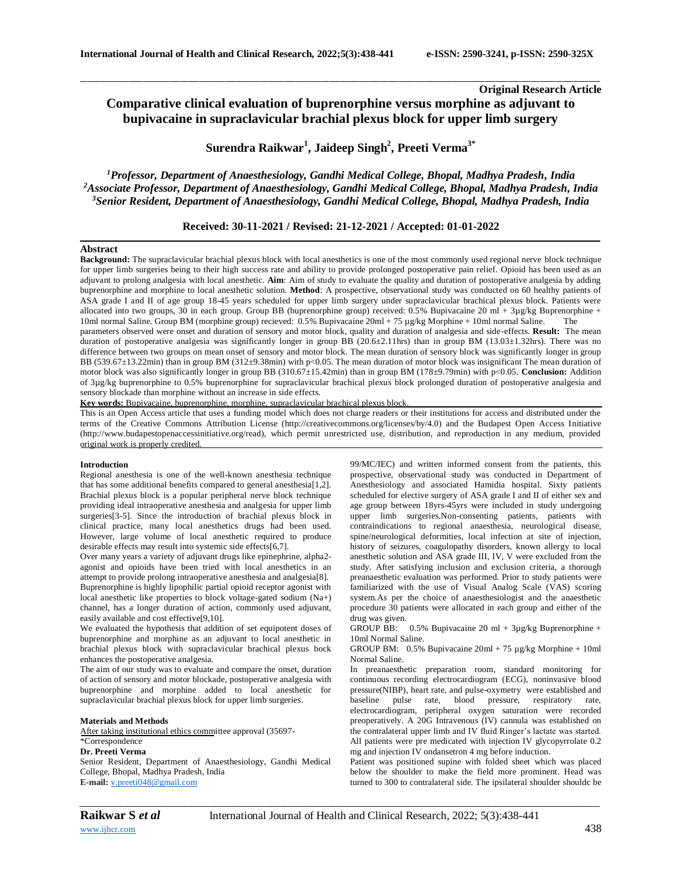**Original Research Article**

# Comparative clinical evaluation of buprenorphine versus morphine as adjuvant to bupivacaine in supraclavicular brachial plexus block for upper limb surgery

**Surendra Raikwar[1], Jaideep Singh[2], Preeti Verma[3*]**

*[1]Professor, Department of Anaesthesiology, Gandhi Medical College, Bhopal, Madhya Pradesh, India*
*[2]Associate Professor, Department of Anaesthesiology, Gandhi Medical College, Bhopal, Madhya Pradesh, India*
*[3]Senior Resident, Department of Anaesthesiology, Gandhi Medical College, Bhopal, Madhya Pradesh, India*

**Received: 30-11-2021 / Revised: 21-12-2021 / Accepted: 01-01-2022**

## Abstract

**Background:** The supraclavicular brachial plexus block with local anesthetics is one of the most commonly used regional nerve block technique for upper limb surgeries being to their high success rate and ability to provide prolonged postoperative pain relief. Opioid has been used as an adjuvant to prolong analgesia with local anesthetic. **Aim**: Aim of study to evaluate the quality and duration of postoperative analgesia by adding buprenorphine and morphine to local anesthetic solution. **Method**: A prospective, observational study was conducted on 60 healthy patients of ASA grade I and II of age group 18-45 years scheduled for upper limb surgery under supraclavicular brachial plexus block. Patients were allocated into two groups, 30 in each group. Group BB (buprenorphine group) received: 0.5% Bupivacaine 20 ml + 3µg/kg Buprenorphine + 10ml normal Saline. Group BM (morphine group) recieved: 0.5% Bupivacaine 20ml + 75 µg/kg Morphine + 10ml normal Saline. The parameters observed were onset and duration of sensory and motor block, quality and duration of analgesia and side-effects. **Result:** The mean duration of postoperative analgesia was significantly longer in group BB (20.6±2.11hrs) than in group BM (13.03±1.32hrs). There was no difference between two groups on mean onset of sensory and motor block. The mean duration of sensory block was significantly longer in group BB (539.67±13.22min) than in group BM (312±9.38min) with $p<0.05$. The mean duration of motor block was insignificant The mean duration of motor block was also significantly longer in group BB (310.67±15.42min) than in group BM (178±9.79min) with $p<0.05$. **Conclusion:** Addition of 3µg/kg buprenorphine to 0.5% buprenorphine for supraclavicular brachical plexus block prolonged duration of postoperative analgesia and sensory blockade than morphine without an increase in side effects.

**Key words:** Bupivacaine, buprenorphine, morphine, supraclavicular brachical plexus block.

This is an Open Access article that uses a funding model which does not charge readers or their institutions for access and distributed under the terms of the Creative Commons Attribution License (http://creativecommons.org/licenses/by/4.0) and the Budapest Open Access Initiative (http://www.budapestopenaccessinitiative.org/read), which permit unrestricted use, distribution, and reproduction in any medium, provided original work is properly credited.

## Introduction

Regional anesthesia is one of the well-known anesthesia technique that has some additional benefits compared to general anesthesia[1,2]. Brachial plexus block is a popular peripheral nerve block technique providing ideal intraoperative anesthesia and analgesia for upper limb surgeries[3-5]. Since the introduction of brachial plexus block in clinical practice, many local anesthetics drugs had been used. However, large volume of local anesthetic required to produce desirable effects may result into systemic side effects[6,7].

Over many years a variety of adjuvant drugs like epinephrine, alpha2-agonist and opioids have been tried with local anesthetics in an attempt to provide prolong intraoperative anesthesia and analgesia[8].

Buprenorphine is highly lipophilic partial opioid receptor agonist with local anesthetic like properties to block voltage-gated sodium (Na+) channel, has a longer duration of action, commonly used adjuvant, easily available and cost effective[9,10].

We evaluated the hypothesis that addition of set equipotent doses of buprenorphine and morphine as an adjuvant to local anesthetic in brachial plexus block with supraclavicular brachial plexus bock enhances the postoperative analgesia.

The aim of our study was to evaluate and compare the onset, duration of action of sensory and motor blockade, postoperative analgesia with buprenorphine and morphine added to local anesthetic for supraclavicular brachial plexus block for upper limb surgeries.

## Materials and Methods

After taking institutional ethics committee approval (35697-99/MC/IEC) and written informed consent from the patients, this prospective, observational study was conducted in Department of Anesthesiology and associated Hamidia hospital. Sixty patients scheduled for elective surgery of ASA grade I and II of either sex and age group between 18yrs-45yrs were included in study undergoing upper limb surgeries.Non-consenting patients, patients with contraindications to regional anaesthesia, neurological disease, spine/neurological deformities, local infection at site of injection, history of seizures, coagulopathy disorders, known allergy to local anesthetic solution and ASA grade III, IV, V were excluded from the study. After satisfying inclusion and exclusion criteria, a thorough preanaesthetic evaluation was performed. Prior to study patients were familiarized with the use of Visual Analog Scale (VAS) scoring system.As per the choice of anaesthesiologist and the anaesthetic procedure 30 patients were allocated in each group and either of the drug was given.

GROUP BB: 0.5% Bupivacaine 20 ml + 3µg/kg Buprenorphine + 10ml Normal Saline.

GROUP BM: 0.5% Bupivacaine 20ml + 75 µg/kg Morphine + 10ml Normal Saline.

In preanaesthetic preparation room, standard monitoring for continuous recording electrocardiogram (ECG), noninvasive blood pressure(NIBP), heart rate, and pulse-oxymetry were established and baseline pulse rate, blood pressure, respiratory rate, electrocardiogram, peripheral oxygen saturation were recorded preoperatively. A 20G Intravenous (IV) cannula was established on the contralateral upper limb and IV fluid Ringer's lactate was started. All patients were pre medicated with injection IV glycopyrrolate 0.2 mg and injection IV ondansetron 4 mg before induction.

Patient was positioned supine with folded sheet which was placed below the shoulder to make the field more prominent. Head was turned to 300 to contralateral side. The ipsilateral shoulder shouldc be

\*Correspondence
**Dr. Preeti Verma**
Senior Resident, Department of Anaesthesiology, Gandhi Medical College, Bhopal, Madhya Pradesh, India
**E-mail:** v.preeti048@gmail.com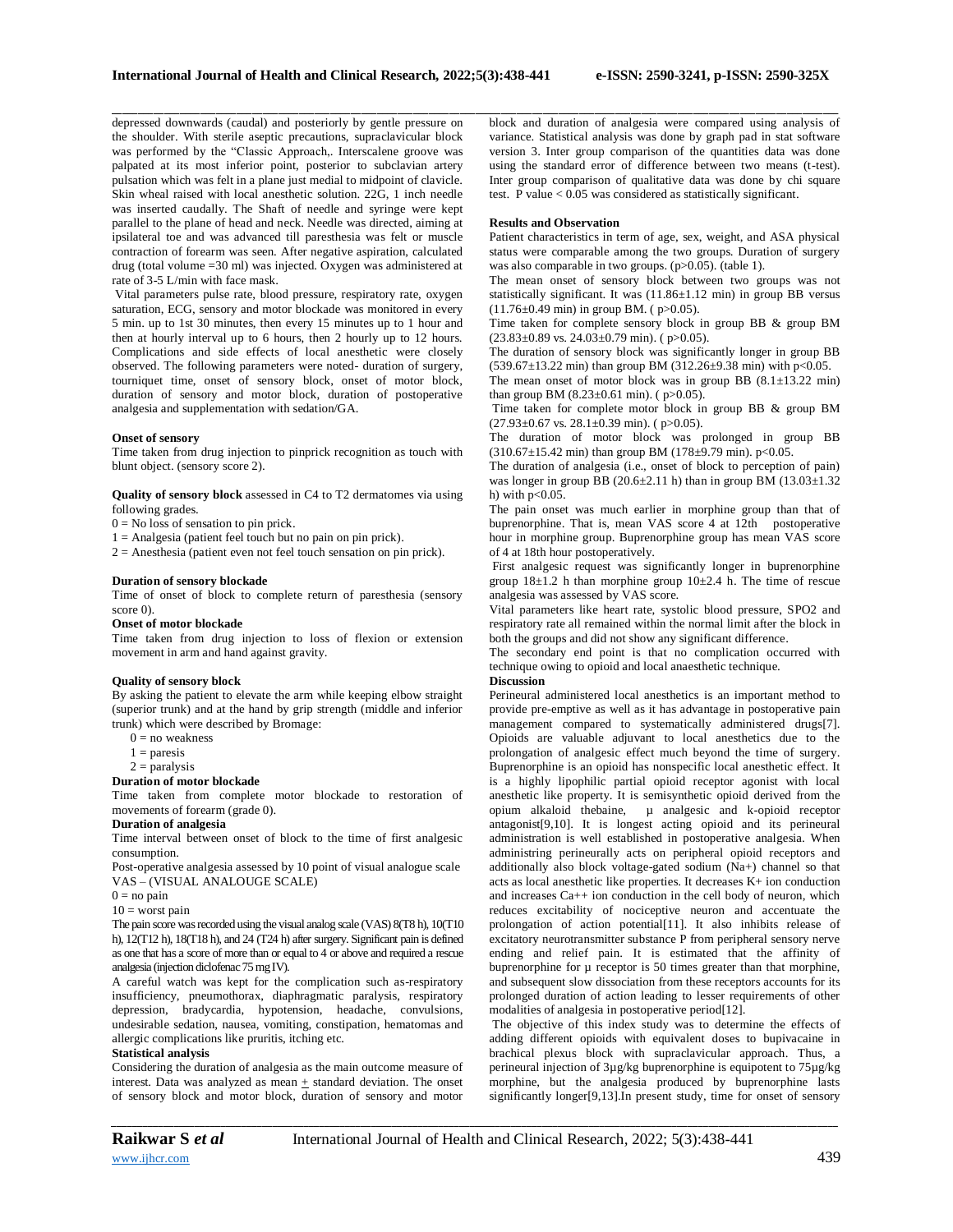depressed downwards (caudal) and posteriorly by gentle pressure on the shoulder. With sterile aseptic precautions, supraclavicular block was performed by the "Classic Approach,. Interscalene groove was palpated at its most inferior point, posterior to subclavian artery pulsation which was felt in a plane just medial to midpoint of clavicle. Skin wheal raised with local anesthetic solution. 22G, 1 inch needle was inserted caudally. The Shaft of needle and syringe were kept parallel to the plane of head and neck. Needle was directed, aiming at ipsilateral toe and was advanced till paresthesia was felt or muscle contraction of forearm was seen. After negative aspiration, calculated drug (total volume =30 ml) was injected. Oxygen was administered at rate of 3-5 L/min with face mask.

Vital parameters pulse rate, blood pressure, respiratory rate, oxygen saturation, ECG, sensory and motor blockade was monitored in every 5 min. up to 1st 30 minutes, then every 15 minutes up to 1 hour and then at hourly interval up to 6 hours, then 2 hourly up to 12 hours. Complications and side effects of local anesthetic were closely observed. The following parameters were noted- duration of surgery, tourniquet time, onset of sensory block, onset of motor block, duration of sensory and motor block, duration of postoperative analgesia and supplementation with sedation/GA.

**Onset of sensory**

Time taken from drug injection to pinprick recognition as touch with blunt object. (sensory score 2).

**Quality of sensory block** assessed in C4 to T2 dermatomes via using following grades.

0 = No loss of sensation to pin prick.

1 = Analgesia (patient feel touch but no pain on pin prick).

2 = Anesthesia (patient even not feel touch sensation on pin prick).

**Duration of sensory blockade**

Time of onset of block to complete return of paresthesia (sensory score 0).

**Onset of motor blockade**

Time taken from drug injection to loss of flexion or extension movement in arm and hand against gravity.

**Quality of sensory block**

By asking the patient to elevate the arm while keeping elbow straight (superior trunk) and at the hand by grip strength (middle and inferior trunk) which were described by Bromage:

0 = no weakness

1 = paresis

2 = paralysis

**Duration of motor blockade**

Time taken from complete motor blockade to restoration of movements of forearm (grade 0).

**Duration of analgesia**

Time interval between onset of block to the time of first analgesic consumption.

Post-operative analgesia assessed by 10 point of visual analogue scale VAS – (VISUAL ANALOUGE SCALE)

0 = no pain

10 = worst pain

The pain score was recorded using the visual analog scale (VAS) 8(T8 h), 10(T10 h), 12(T12 h), 18(T18 h), and 24 (T24 h) after surgery. Significant pain is defined as one that has a score of more than or equal to 4 or above and required a rescue analgesia (injection diclofenac 75 mg IV).

A careful watch was kept for the complication such as-respiratory insufficiency, pneumothorax, diaphragmatic paralysis, respiratory depression, bradycardia, hypotension, headache, convulsions, undesirable sedation, nausea, vomiting, constipation, hematomas and allergic complications like pruritis, itching etc.

**Statistical analysis**

Considering the duration of analgesia as the main outcome measure of interest. Data was analyzed as mean $\pm$ standard deviation. The onset of sensory block and motor block, duration of sensory and motor block and duration of analgesia were compared using analysis of variance. Statistical analysis was done by graph pad in stat software version 3. Inter group comparison of the quantities data was done using the standard error of difference between two means (t-test). Inter group comparison of qualitative data was done by chi square test. P value < 0.05 was considered as statistically significant.

**Results and Observation**

Patient characteristics in term of age, sex, weight, and ASA physical status were comparable among the two groups. Duration of surgery was also comparable in two groups. (p>0.05). (table 1).

The mean onset of sensory block between two groups was not statistically significant. It was (11.86±1.12 min) in group BB versus (11.76±0.49 min) in group BM. ( p>0.05).

Time taken for complete sensory block in group BB & group BM (23.83±0.89 vs. 24.03±0.79 min). ( p>0.05).

The duration of sensory block was significantly longer in group BB (539.67±13.22 min) than group BM (312.26±9.38 min) with p<0.05.

The mean onset of motor block was in group BB (8.1±13.22 min) than group BM (8.23±0.61 min). ( p>0.05).

Time taken for complete motor block in group BB & group BM (27.93±0.67 vs. 28.1±0.39 min). ( p>0.05).

The duration of motor block was prolonged in group BB (310.67±15.42 min) than group BM (178±9.79 min). p<0.05.

The duration of analgesia (i.e., onset of block to perception of pain) was longer in group BB (20.6±2.11 h) than in group BM (13.03±1.32 h) with p<0.05.

The pain onset was much earlier in morphine group than that of buprenorphine. That is, mean VAS score 4 at 12th postoperative hour in morphine group. Buprenorphine group has mean VAS score of 4 at 18th hour postoperatively.

First analgesic request was significantly longer in buprenorphine group 18±1.2 h than morphine group 10±2.4 h. The time of rescue analgesia was assessed by VAS score.

Vital parameters like heart rate, systolic blood pressure, SPO2 and respiratory rate all remained within the normal limit after the block in both the groups and did not show any significant difference.

The secondary end point is that no complication occurred with technique owing to opioid and local anaesthetic technique.

**Discussion**

Perineural administered local anesthetics is an important method to provide pre-emptive as well as it has advantage in postoperative pain management compared to systematically administered drugs[7]. Opioids are valuable adjuvant to local anesthetics due to the prolongation of analgesic effect much beyond the time of surgery. Buprenorphine is an opioid has nonspecific local anesthetic effect. It is a highly lipophilic partial opioid receptor agonist with local anesthetic like property. It is semisynthetic opioid derived from the opium alkaloid thebaine, μ analgesic and k-opioid receptor antagonist[9,10]. It is longest acting opioid and its perineural administration is well established in postoperative analgesia. When administring perineurally acts on peripheral opioid receptors and additionally also block voltage-gated sodium (Na+) channel so that acts as local anesthetic like properties. It decreases K+ ion conduction and increases Ca++ ion conduction in the cell body of neuron, which reduces excitability of nociceptive neuron and accentuate the prolongation of action potential[11]. It also inhibits release of excitatory neurotransmitter substance P from peripheral sensory nerve ending and relief pain. It is estimated that the affinity of buprenorphine for μ receptor is 50 times greater than that morphine, and subsequent slow dissociation from these receptors accounts for its prolonged duration of action leading to lesser requirements of other modalities of analgesia in postoperative period[12].

The objective of this index study was to determine the effects of adding different opioids with equivalent doses to bupivacaine in brachical plexus block with supraclavicular approach. Thus, a perineural injection of 3μg/kg buprenorphine is equipotent to 75μg/kg morphine, but the analgesia produced by buprenorphine lasts significantly longer[9,13].In present study, time for onset of sensory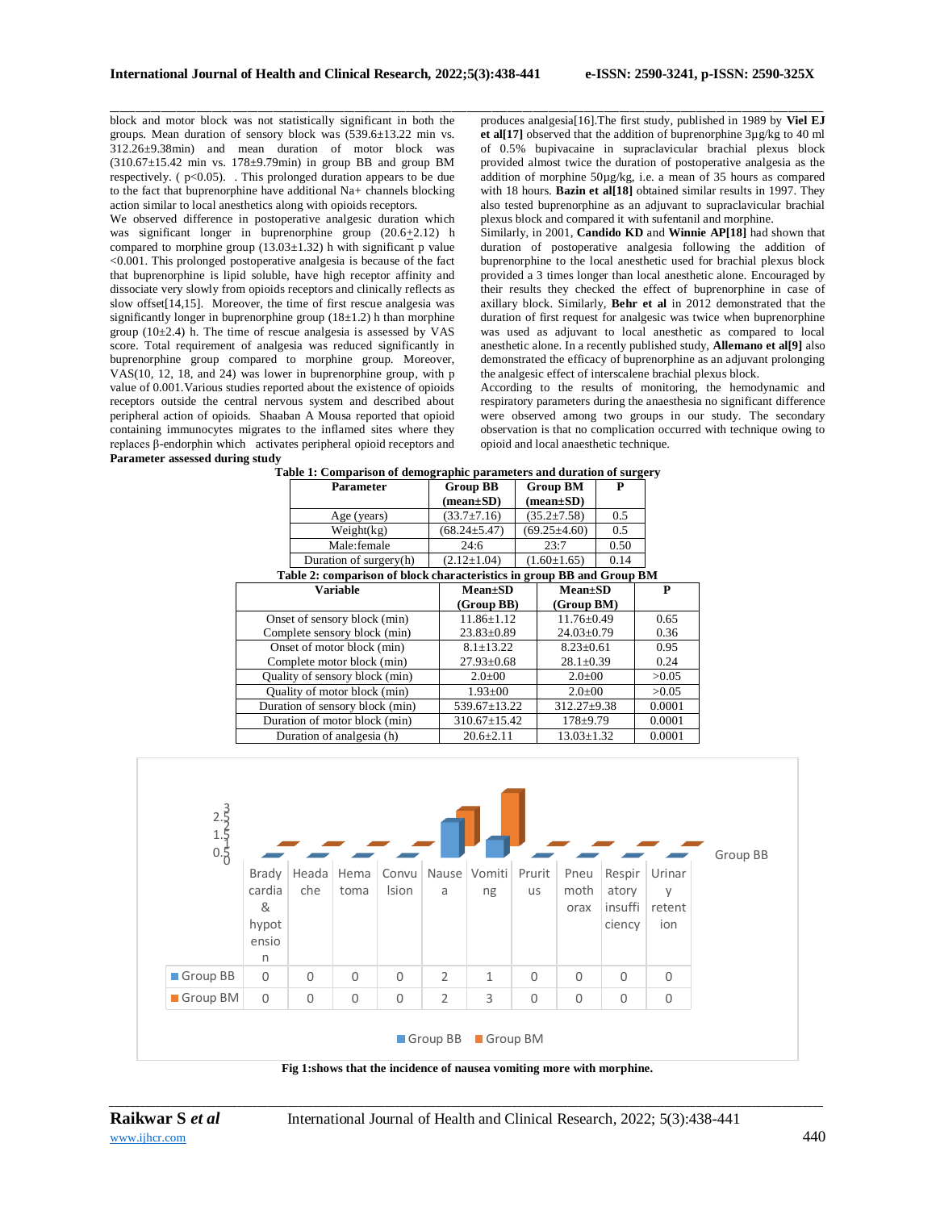block and motor block was not statistically significant in both the groups. Mean duration of sensory block was (539.6±13.22 min vs. 312.26±9.38min) and mean duration of motor block was (310.67±15.42 min vs. 178±9.79min) in group BB and group BM respectively. ( p<0.05). . This prolonged duration appears to be due to the fact that buprenorphine have additional Na+ channels blocking action similar to local anesthetics along with opioids receptors.

We observed difference in postoperative analgesic duration which was significant longer in buprenorphine group (20.6±2.12) h compared to morphine group (13.03±1.32) h with significant p value <0.001. This prolonged postoperative analgesia is because of the fact that buprenorphine is lipid soluble, have high receptor affinity and dissociate very slowly from opioids receptors and clinically reflects as slow offset[14,15]. Moreover, the time of first rescue analgesia was significantly longer in buprenorphine group (18±1.2) h than morphine group (10±2.4) h. The time of rescue analgesia is assessed by VAS score. Total requirement of analgesia was reduced significantly in buprenorphine group compared to morphine group. Moreover, VAS(10, 12, 18, and 24) was lower in buprenorphine group, with p value of 0.001.Various studies reported about the existence of opioids receptors outside the central nervous system and described about peripheral action of opioids. Shaaban A Mousa reported that opioid containing immunocytes migrates to the inflamed sites where they replaces β-endorphin which activates peripheral opioid receptors and produces analgesia[16].The first study, published in 1989 by **Viel EJ et al[17]** observed that the addition of buprenorphine 3µg/kg to 40 ml of 0.5% bupivacaine in supraclavicular brachial plexus block provided almost twice the duration of postoperative analgesia as the addition of morphine 50µg/kg, i.e. a mean of 35 hours as compared with 18 hours. **Bazin et al[18]** obtained similar results in 1997. They also tested buprenorphine as an adjuvant to supraclavicular brachial plexus block and compared it with sufentanil and morphine.

Similarly, in 2001, **Candido KD** and **Winnie AP[18]** had shown that duration of postoperative analgesia following the addition of buprenorphine to the local anesthetic used for brachial plexus block provided a 3 times longer than local anesthetic alone. Encouraged by their results they checked the effect of buprenorphine in case of axillary block. Similarly, **Behr et al** in 2012 demonstrated that the duration of first request for analgesic was twice when buprenorphine was used as adjuvant to local anesthetic as compared to local anesthetic alone. In a recently published study, **Allemano et al[9]** also demonstrated the efficacy of buprenorphine as an adjuvant prolonging the analgesic effect of interscalene brachial plexus block.

According to the results of monitoring, the hemodynamic and respiratory parameters during the anaesthesia no significant difference were observed among two groups in our study. The secondary observation is that no complication occurred with technique owing to opioid and local anaesthetic technique.

**Parameter assessed during study**

**Table 1: Comparison of demographic parameters and duration of surgery**

| Parameter | Group BB (mean±SD) | Group BM (mean±SD) | P |
|---|---|---|---|
| Age (years) | (33.7±7.16) | (35.2±7.58) | 0.5 |
| Weight(kg) | (68.24±5.47) | (69.25±4.60) | 0.5 |
| Male:female | 24:6 | 23:7 | 0.50 |
| Duration of surgery(h) | (2.12±1.04) | (1.60±1.65) | 0.14 |

**Table 2: comparison of block characteristics in group BB and Group BM**

| Variable | Mean±SD (Group BB) | Mean±SD (Group BM) | P |
|---|---|---|---|
| Onset of sensory block (min) | 11.86±1.12 | 11.76±0.49 | 0.65 |
| Complete sensory block (min) | 23.83±0.89 | 24.03±0.79 | 0.36 |
| Onset of motor block (min) | 8.1±13.22 | 8.23±0.61 | 0.95 |
| Complete motor block (min) | 27.93±0.68 | 28.1±0.39 | 0.24 |
| Quality of sensory block (min) | 2.0±00 | 2.0±00 | >0.05 |
| Quality of motor block (min) | 1.93±00 | 2.0±00 | >0.05 |
| Duration of sensory block (min) | 539.67±13.22 | 312.27±9.38 | 0.0001 |
| Duration of motor block (min) | 310.67±15.42 | 178±9.79 | 0.0001 |
| Duration of analgesia (h) | 20.6±2.11 | 13.03±1.32 | 0.0001 |

| | Bradycardia & hypotension | Headache | Hematoma | Convulsion | Nausea | Vomiting | Pruritus | Pneumothorax | Respiratory insufficiency | Urinary retention |
|---|---|---|---|---|---|---|---|---|---|---|
| Group BB | 0 | 0 | 0 | 0 | 2 | 1 | 0 | 0 | 0 | 0 |
| Group BM | 0 | 0 | 0 | 0 | 2 | 3 | 0 | 0 | 0 | 0 |

**Fig 1:shows that the incidence of nausea vomiting more with morphine.**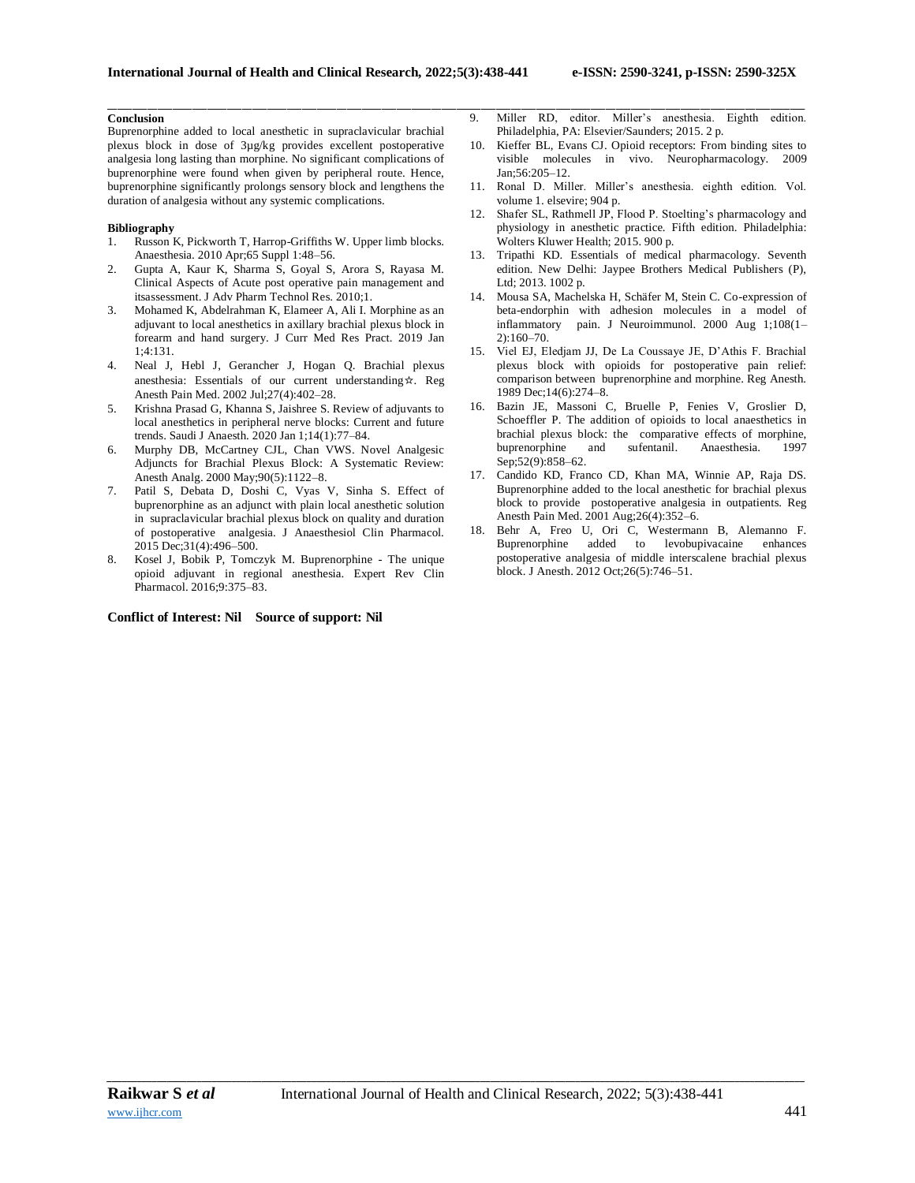## Conclusion

Buprenorphine added to local anesthetic in supraclavicular brachial plexus block in dose of 3µg/kg provides excellent postoperative analgesia long lasting than morphine. No significant complications of buprenorphine were found when given by peripheral route. Hence, buprenorphine significantly prolongs sensory block and lengthens the duration of analgesia without any systemic complications.

## Bibliography

1. Russon K, Pickworth T, Harrop-Griffiths W. Upper limb blocks. Anaesthesia. 2010 Apr;65 Suppl 1:48–56.
2. Gupta A, Kaur K, Sharma S, Goyal S, Arora S, Rayasa M. Clinical Aspects of Acute post operative pain management and itsassessment. J Adv Pharm Technol Res. 2010;1.
3. Mohamed K, Abdelrahman K, Elameer A, Ali I. Morphine as an adjuvant to local anesthetics in axillary brachial plexus block in forearm and hand surgery. J Curr Med Res Pract. 2019 Jan 1;4:131.
4. Neal J, Hebl J, Gerancher J, Hogan Q. Brachial plexus anesthesia: Essentials of our current understanding☆. Reg Anesth Pain Med. 2002 Jul;27(4):402–28.
5. Krishna Prasad G, Khanna S, Jaishree S. Review of adjuvants to local anesthetics in peripheral nerve blocks: Current and future trends. Saudi J Anaesth. 2020 Jan 1;14(1):77–84.
6. Murphy DB, McCartney CJL, Chan VWS. Novel Analgesic Adjuncts for Brachial Plexus Block: A Systematic Review: Anesth Analg. 2000 May;90(5):1122–8.
7. Patil S, Debata D, Doshi C, Vyas V, Sinha S. Effect of buprenorphine as an adjunct with plain local anesthetic solution in supraclavicular brachial plexus block on quality and duration of postoperative analgesia. J Anaesthesiol Clin Pharmacol. 2015 Dec;31(4):496–500.
8. Kosel J, Bobik P, Tomczyk M. Buprenorphine - The unique opioid adjuvant in regional anesthesia. Expert Rev Clin Pharmacol. 2016;9:375–83.
9. Miller RD, editor. Miller's anesthesia. Eighth edition. Philadelphia, PA: Elsevier/Saunders; 2015. 2 p.
10. Kieffer BL, Evans CJ. Opioid receptors: From binding sites to visible molecules in vivo. Neuropharmacology. 2009 Jan;56:205–12.
11. Ronal D. Miller. Miller's anesthesia. eighth edition. Vol. volume 1. elsevire; 904 p.
12. Shafer SL, Rathmell JP, Flood P. Stoelting's pharmacology and physiology in anesthetic practice. Fifth edition. Philadelphia: Wolters Kluwer Health; 2015. 900 p.
13. Tripathi KD. Essentials of medical pharmacology. Seventh edition. New Delhi: Jaypee Brothers Medical Publishers (P), Ltd; 2013. 1002 p.
14. Mousa SA, Machelska H, Schäfer M, Stein C. Co-expression of beta-endorphin with adhesion molecules in a model of inflammatory pain. J Neuroimmunol. 2000 Aug 1;108(1–2):160–70.
15. Viel EJ, Eledjam JJ, De La Coussaye JE, D'Athis F. Brachial plexus block with opioids for postoperative pain relief: comparison between buprenorphine and morphine. Reg Anesth. 1989 Dec;14(6):274–8.
16. Bazin JE, Massoni C, Bruelle P, Fenies V, Groslier D, Schoeffler P. The addition of opioids to local anaesthetics in brachial plexus block: the comparative effects of morphine, buprenorphine and sufentanil. Anaesthesia. 1997 Sep;52(9):858–62.
17. Candido KD, Franco CD, Khan MA, Winnie AP, Raja DS. Buprenorphine added to the local anesthetic for brachial plexus block to provide postoperative analgesia in outpatients. Reg Anesth Pain Med. 2001 Aug;26(4):352–6.
18. Behr A, Freo U, Ori C, Westermann B, Alemanno F. Buprenorphine added to levobupivacaine enhances postoperative analgesia of middle interscalene brachial plexus block. J Anesth. 2012 Oct;26(5):746–51.

**Conflict of Interest: Nil Source of support: Nil**